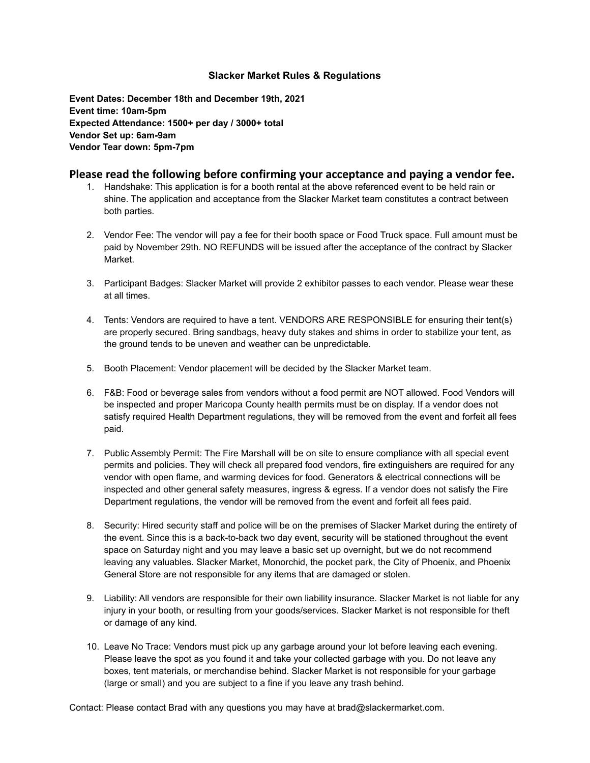# Slacker Market Rules & Regulations

**Event Dates: December 18th and December 19th, 2021**
**Event time: 10am-5pm**
**Expected Attendance: 1500+ per day / 3000+ total**
**Vendor Set up: 6am-9am**
**Vendor Tear down: 5pm-7pm**

## Please read the following before confirming your acceptance and paying a vendor fee.

1. Handshake: This application is for a booth rental at the above referenced event to be held rain or shine. The application and acceptance from the Slacker Market team constitutes a contract between both parties.

2. Vendor Fee: The vendor will pay a fee for their booth space or Food Truck space. Full amount must be paid by November 29th. NO REFUNDS will be issued after the acceptance of the contract by Slacker Market.

3. Participant Badges: Slacker Market will provide 2 exhibitor passes to each vendor. Please wear these at all times.

4. Tents: Vendors are required to have a tent. VENDORS ARE RESPONSIBLE for ensuring their tent(s) are properly secured. Bring sandbags, heavy duty stakes and shims in order to stabilize your tent, as the ground tends to be uneven and weather can be unpredictable.

5. Booth Placement: Vendor placement will be decided by the Slacker Market team.

6. F&B: Food or beverage sales from vendors without a food permit are NOT allowed. Food Vendors will be inspected and proper Maricopa County health permits must be on display. If a vendor does not satisfy required Health Department regulations, they will be removed from the event and forfeit all fees paid.

7. Public Assembly Permit: The Fire Marshall will be on site to ensure compliance with all special event permits and policies. They will check all prepared food vendors, fire extinguishers are required for any vendor with open flame, and warming devices for food. Generators & electrical connections will be inspected and other general safety measures, ingress & egress. If a vendor does not satisfy the Fire Department regulations, the vendor will be removed from the event and forfeit all fees paid.

8. Security: Hired security staff and police will be on the premises of Slacker Market during the entirety of the event. Since this is a back-to-back two day event, security will be stationed throughout the event space on Saturday night and you may leave a basic set up overnight, but we do not recommend leaving any valuables. Slacker Market, Monorchid, the pocket park, the City of Phoenix, and Phoenix General Store are not responsible for any items that are damaged or stolen.

9. Liability: All vendors are responsible for their own liability insurance. Slacker Market is not liable for any injury in your booth, or resulting from your goods/services. Slacker Market is not responsible for theft or damage of any kind.

10. Leave No Trace: Vendors must pick up any garbage around your lot before leaving each evening. Please leave the spot as you found it and take your collected garbage with you. Do not leave any boxes, tent materials, or merchandise behind. Slacker Market is not responsible for your garbage (large or small) and you are subject to a fine if you leave any trash behind.

Contact: Please contact Brad with any questions you may have at brad@slackermarket.com.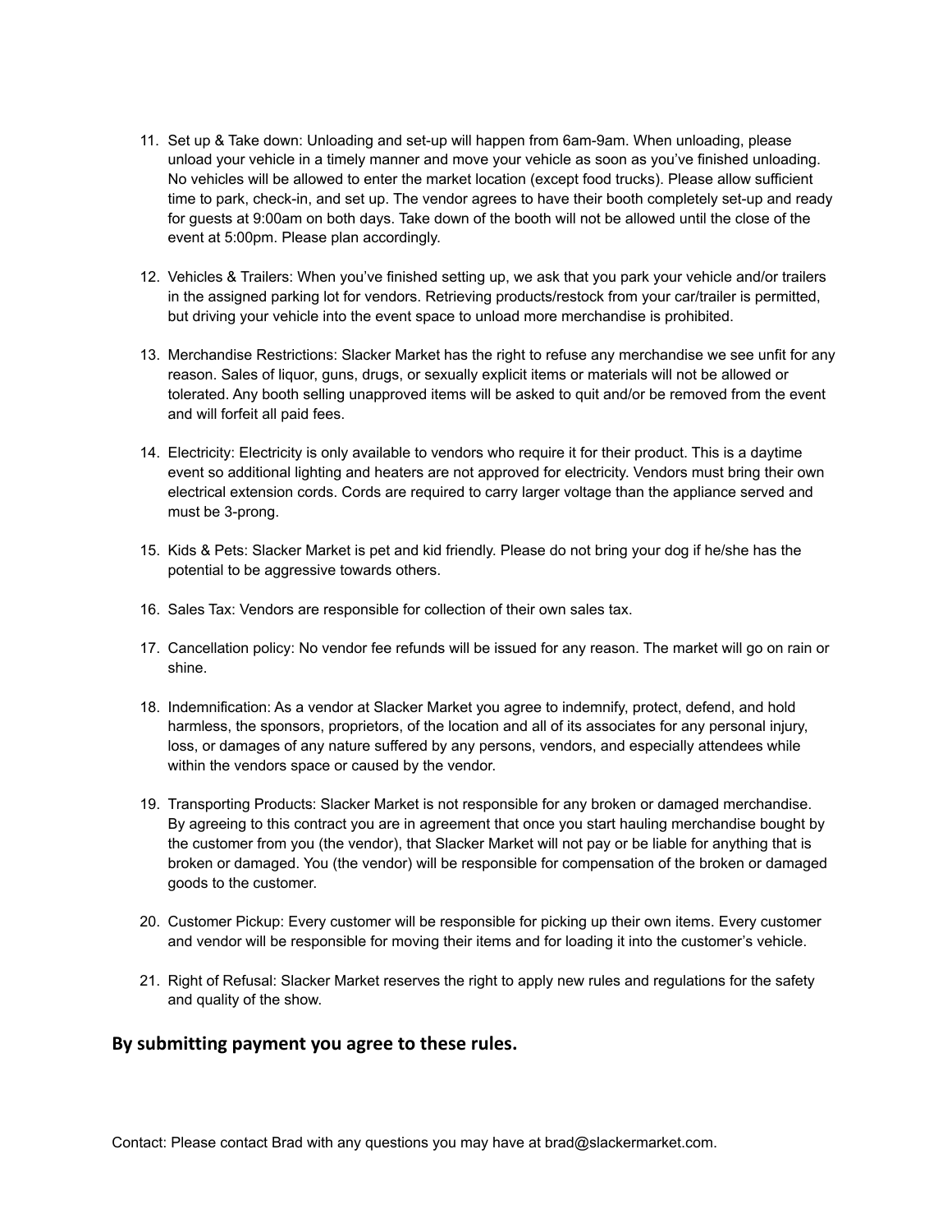11. Set up & Take down: Unloading and set-up will happen from 6am-9am. When unloading, please unload your vehicle in a timely manner and move your vehicle as soon as you've finished unloading. No vehicles will be allowed to enter the market location (except food trucks). Please allow sufficient time to park, check-in, and set up. The vendor agrees to have their booth completely set-up and ready for guests at 9:00am on both days. Take down of the booth will not be allowed until the close of the event at 5:00pm. Please plan accordingly.
12. Vehicles & Trailers: When you've finished setting up, we ask that you park your vehicle and/or trailers in the assigned parking lot for vendors. Retrieving products/restock from your car/trailer is permitted, but driving your vehicle into the event space to unload more merchandise is prohibited.
13. Merchandise Restrictions: Slacker Market has the right to refuse any merchandise we see unfit for any reason. Sales of liquor, guns, drugs, or sexually explicit items or materials will not be allowed or tolerated. Any booth selling unapproved items will be asked to quit and/or be removed from the event and will forfeit all paid fees.
14. Electricity: Electricity is only available to vendors who require it for their product. This is a daytime event so additional lighting and heaters are not approved for electricity. Vendors must bring their own electrical extension cords. Cords are required to carry larger voltage than the appliance served and must be 3-prong.
15. Kids & Pets: Slacker Market is pet and kid friendly. Please do not bring your dog if he/she has the potential to be aggressive towards others.
16. Sales Tax: Vendors are responsible for collection of their own sales tax.
17. Cancellation policy: No vendor fee refunds will be issued for any reason. The market will go on rain or shine.
18. Indemnification: As a vendor at Slacker Market you agree to indemnify, protect, defend, and hold harmless, the sponsors, proprietors, of the location and all of its associates for any personal injury, loss, or damages of any nature suffered by any persons, vendors, and especially attendees while within the vendors space or caused by the vendor.
19. Transporting Products: Slacker Market is not responsible for any broken or damaged merchandise. By agreeing to this contract you are in agreement that once you start hauling merchandise bought by the customer from you (the vendor), that Slacker Market will not pay or be liable for anything that is broken or damaged. You (the vendor) will be responsible for compensation of the broken or damaged goods to the customer.
20. Customer Pickup: Every customer will be responsible for picking up their own items. Every customer and vendor will be responsible for moving their items and for loading it into the customer's vehicle.
21. Right of Refusal: Slacker Market reserves the right to apply new rules and regulations for the safety and quality of the show.

## By submitting payment you agree to these rules.

Contact: Please contact Brad with any questions you may have at brad@slackermarket.com.